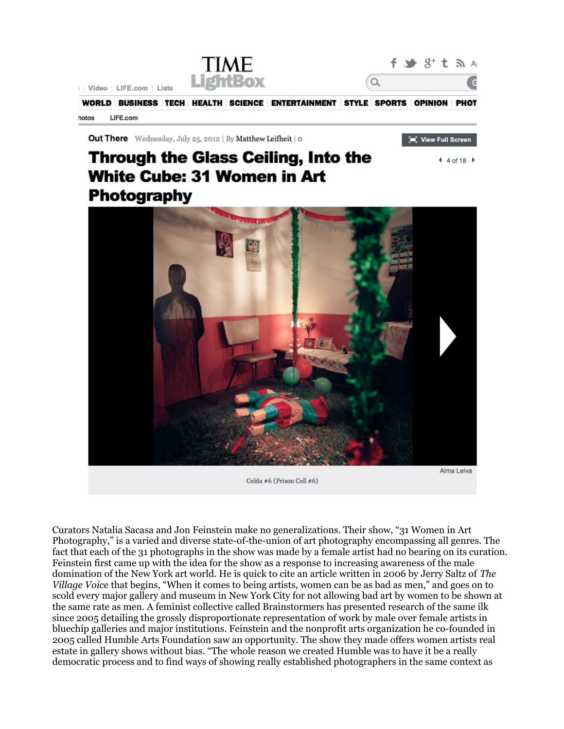Out There Wednesday, July 25, 2012 | By Matthew Leifheit | 0

# Through the Glass Ceiling, Into the White Cube: 31 Women in Art Photography

Alma Leiva

Celda #6 (Prison Cell #6)

Curators Natalia Sacasa and Jon Feinstein make no generalizations. Their show, "31 Women in Art Photography," is a varied and diverse state-of-the-union of art photography encompassing all genres. The fact that each of the 31 photographs in the show was made by a female artist had no bearing on its curation. Feinstein first came up with the idea for the show as a response to increasing awareness of the male domination of the New York art world. He is quick to cite an article written in 2006 by Jerry Saltz of *The Village Voice* that begins, "When it comes to being artists, women can be as bad as men," and goes on to scold every major gallery and museum in New York City for not allowing bad art by women to be shown at the same rate as men. A feminist collective called Brainstormers has presented research of the same ilk since 2005 detailing the grossly disproportionate representation of work by male over female artists in bluechip galleries and major institutions. Feinstein and the nonprofit arts organization he co-founded in 2005 called Humble Arts Foundation saw an opportunity. The show they made offers women artists real estate in gallery shows without bias. "The whole reason we created Humble was to have it be a really democratic process and to find ways of showing really established photographers in the same context as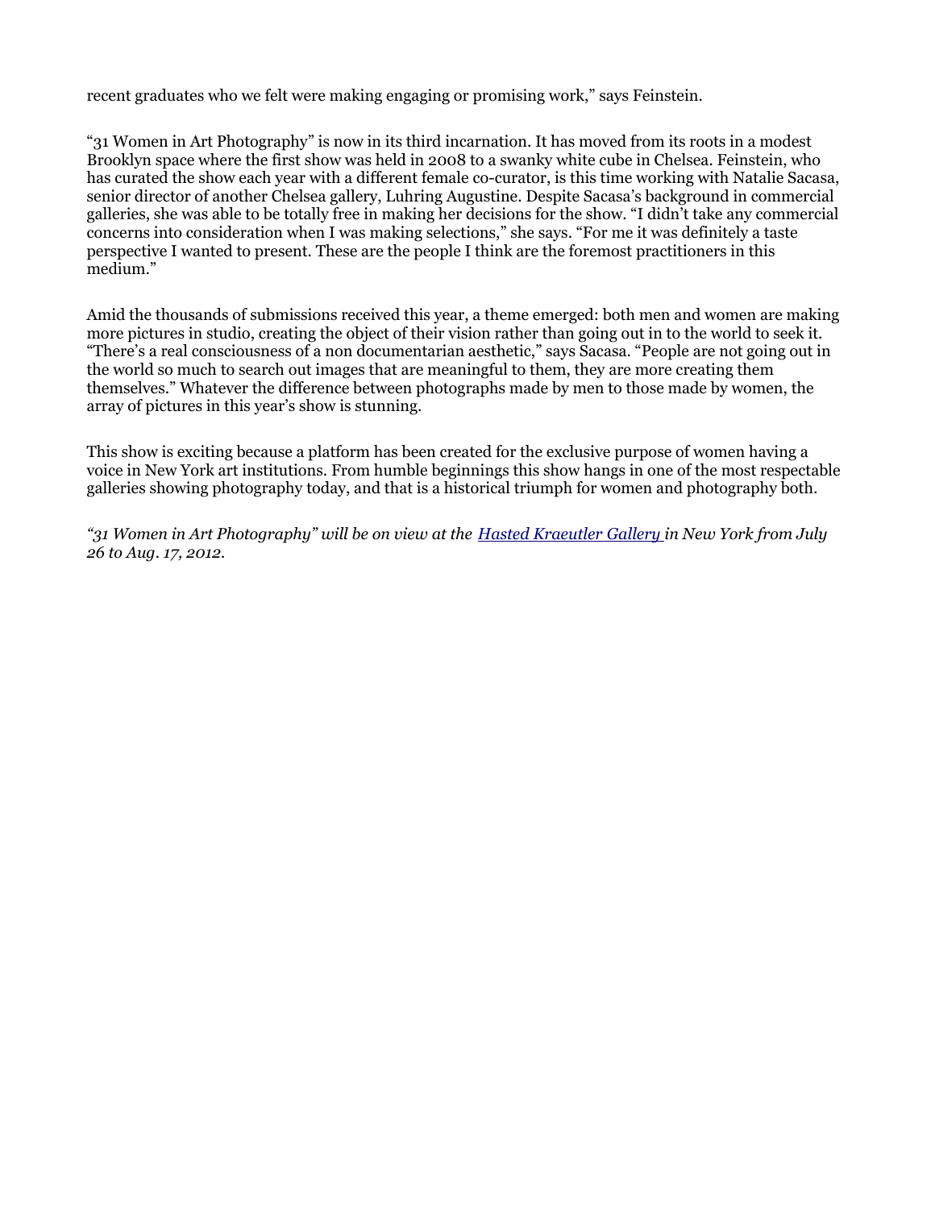recent graduates who we felt were making engaging or promising work," says Feinstein.

"31 Women in Art Photography" is now in its third incarnation. It has moved from its roots in a modest Brooklyn space where the first show was held in 2008 to a swanky white cube in Chelsea. Feinstein, who has curated the show each year with a different female co-curator, is this time working with Natalie Sacasa, senior director of another Chelsea gallery, Luhring Augustine. Despite Sacasa's background in commercial galleries, she was able to be totally free in making her decisions for the show. "I didn't take any commercial concerns into consideration when I was making selections," she says. "For me it was definitely a taste perspective I wanted to present. These are the people I think are the foremost practitioners in this medium."

Amid the thousands of submissions received this year, a theme emerged: both men and women are making more pictures in studio, creating the object of their vision rather than going out in to the world to seek it. "There's a real consciousness of a non documentarian aesthetic," says Sacasa. "People are not going out in the world so much to search out images that are meaningful to them, they are more creating them themselves." Whatever the difference between photographs made by men to those made by women, the array of pictures in this year's show is stunning.

This show is exciting because a platform has been created for the exclusive purpose of women having a voice in New York art institutions. From humble beginnings this show hangs in one of the most respectable galleries showing photography today, and that is a historical triumph for women and photography both.

*"31 Women in Art Photography" will be on view at the [Hasted Kraeutler Gallery] in New York from July 26 to Aug. 17, 2012.*